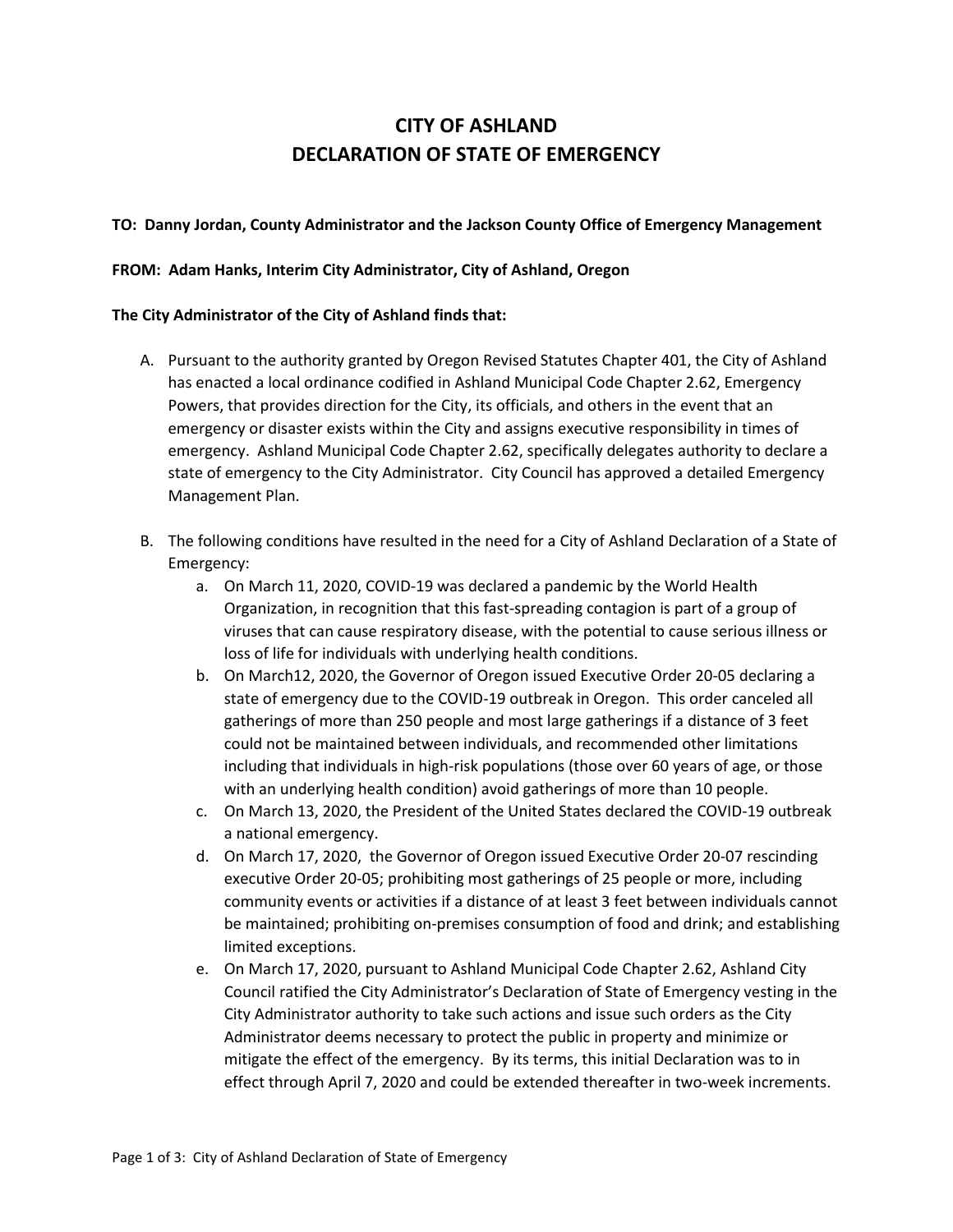# CITY OF ASHLAND
# DECLARATION OF STATE OF EMERGENCY

**TO: Danny Jordan, County Administrator and the Jackson County Office of Emergency Management**

**FROM: Adam Hanks, Interim City Administrator, City of Ashland, Oregon**

**The City Administrator of the City of Ashland finds that:**

A. Pursuant to the authority granted by Oregon Revised Statutes Chapter 401, the City of Ashland has enacted a local ordinance codified in Ashland Municipal Code Chapter 2.62, Emergency Powers, that provides direction for the City, its officials, and others in the event that an emergency or disaster exists within the City and assigns executive responsibility in times of emergency. Ashland Municipal Code Chapter 2.62, specifically delegates authority to declare a state of emergency to the City Administrator. City Council has approved a detailed Emergency Management Plan.

B. The following conditions have resulted in the need for a City of Ashland Declaration of a State of Emergency:
   a. On March 11, 2020, COVID-19 was declared a pandemic by the World Health Organization, in recognition that this fast-spreading contagion is part of a group of viruses that can cause respiratory disease, with the potential to cause serious illness or loss of life for individuals with underlying health conditions.
   b. On March12, 2020, the Governor of Oregon issued Executive Order 20-05 declaring a state of emergency due to the COVID-19 outbreak in Oregon. This order canceled all gatherings of more than 250 people and most large gatherings if a distance of 3 feet could not be maintained between individuals, and recommended other limitations including that individuals in high-risk populations (those over 60 years of age, or those with an underlying health condition) avoid gatherings of more than 10 people.
   c. On March 13, 2020, the President of the United States declared the COVID-19 outbreak a national emergency.
   d. On March 17, 2020, the Governor of Oregon issued Executive Order 20-07 rescinding executive Order 20-05; prohibiting most gatherings of 25 people or more, including community events or activities if a distance of at least 3 feet between individuals cannot be maintained; prohibiting on-premises consumption of food and drink; and establishing limited exceptions.
   e. On March 17, 2020, pursuant to Ashland Municipal Code Chapter 2.62, Ashland City Council ratified the City Administrator's Declaration of State of Emergency vesting in the City Administrator authority to take such actions and issue such orders as the City Administrator deems necessary to protect the public in property and minimize or mitigate the effect of the emergency. By its terms, this initial Declaration was to in effect through April 7, 2020 and could be extended thereafter in two-week increments.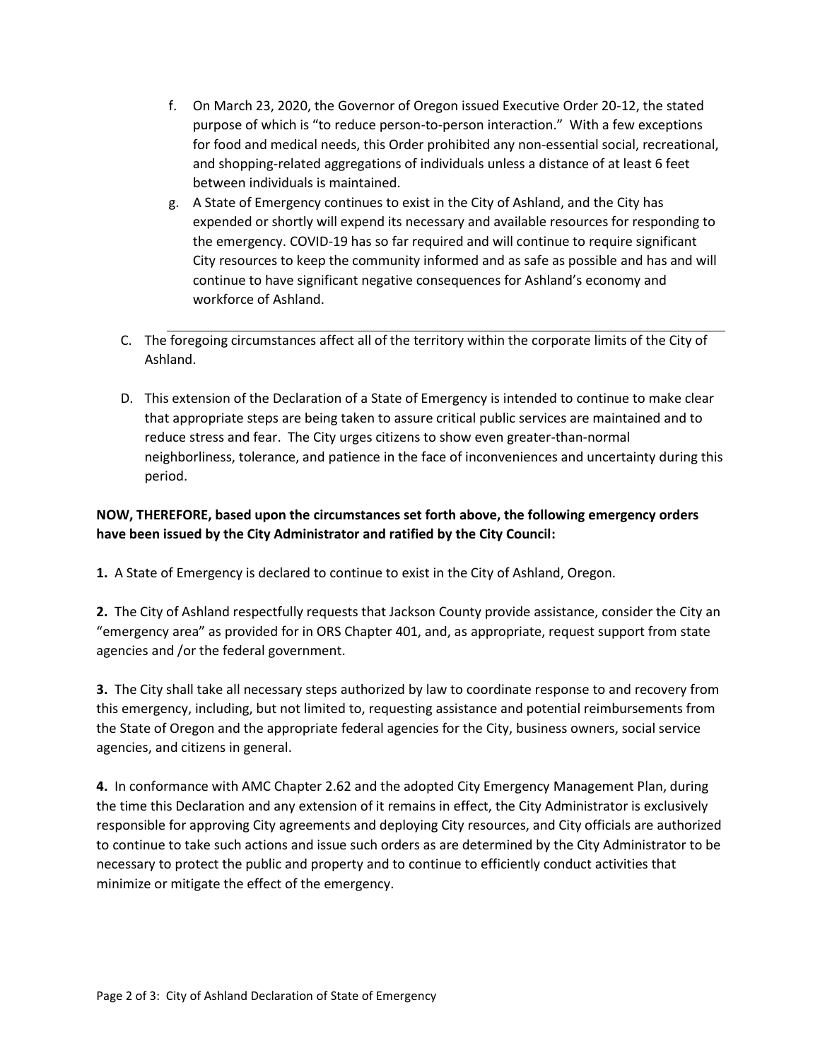f. On March 23, 2020, the Governor of Oregon issued Executive Order 20-12, the stated purpose of which is "to reduce person-to-person interaction." With a few exceptions for food and medical needs, this Order prohibited any non-essential social, recreational, and shopping-related aggregations of individuals unless a distance of at least 6 feet between individuals is maintained.

g. A State of Emergency continues to exist in the City of Ashland, and the City has expended or shortly will expend its necessary and available resources for responding to the emergency. COVID-19 has so far required and will continue to require significant City resources to keep the community informed and as safe as possible and has and will continue to have significant negative consequences for Ashland's economy and workforce of Ashland.

C. The foregoing circumstances affect all of the territory within the corporate limits of the City of Ashland.

D. This extension of the Declaration of a State of Emergency is intended to continue to make clear that appropriate steps are being taken to assure critical public services are maintained and to reduce stress and fear. The City urges citizens to show even greater-than-normal neighborliness, tolerance, and patience in the face of inconveniences and uncertainty during this period.

**NOW, THEREFORE, based upon the circumstances set forth above, the following emergency orders have been issued by the City Administrator and ratified by the City Council:**

**1.** A State of Emergency is declared to continue to exist in the City of Ashland, Oregon.

**2.** The City of Ashland respectfully requests that Jackson County provide assistance, consider the City an "emergency area" as provided for in ORS Chapter 401, and, as appropriate, request support from state agencies and /or the federal government.

**3.** The City shall take all necessary steps authorized by law to coordinate response to and recovery from this emergency, including, but not limited to, requesting assistance and potential reimbursements from the State of Oregon and the appropriate federal agencies for the City, business owners, social service agencies, and citizens in general.

**4.** In conformance with AMC Chapter 2.62 and the adopted City Emergency Management Plan, during the time this Declaration and any extension of it remains in effect, the City Administrator is exclusively responsible for approving City agreements and deploying City resources, and City officials are authorized to continue to take such actions and issue such orders as are determined by the City Administrator to be necessary to protect the public and property and to continue to efficiently conduct activities that minimize or mitigate the effect of the emergency.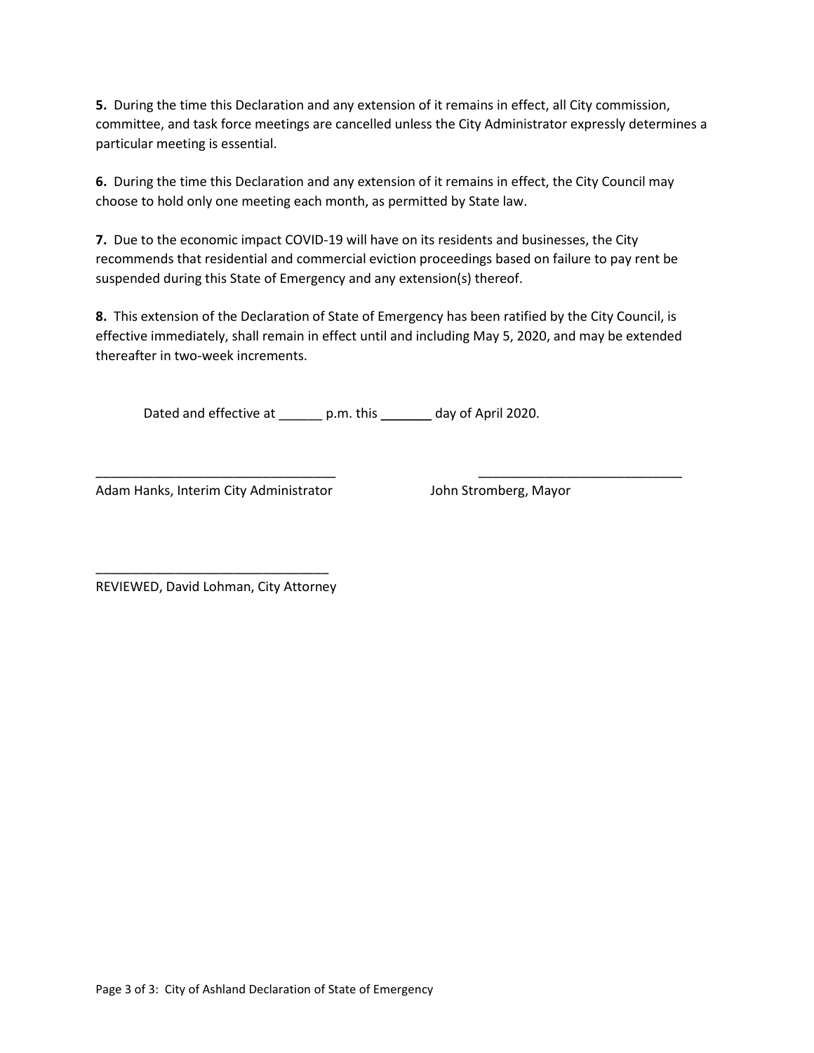**5.** During the time this Declaration and any extension of it remains in effect, all City commission, committee, and task force meetings are cancelled unless the City Administrator expressly determines a particular meeting is essential.

**6.** During the time this Declaration and any extension of it remains in effect, the City Council may choose to hold only one meeting each month, as permitted by State law.

**7.** Due to the economic impact COVID-19 will have on its residents and businesses, the City recommends that residential and commercial eviction proceedings based on failure to pay rent be suspended during this State of Emergency and any extension(s) thereof.

**8.** This extension of the Declaration of State of Emergency has been ratified by the City Council, is effective immediately, shall remain in effect until and including May 5, 2020, and may be extended thereafter in two-week increments.

Dated and effective at ______ p.m. this _______ day of April 2020.

_________________________________
Adam Hanks, Interim City Administrator

____________________________
John Stromberg, Mayor

________________________________
REVIEWED, David Lohman, City Attorney